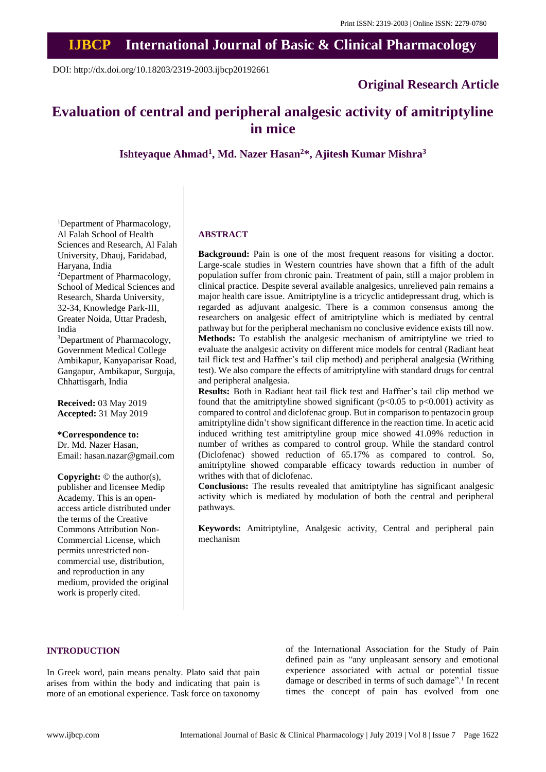Print ISSN: 2319-2003 | Online ISSN: 2279-0780

# IJBCP International Journal of Basic & Clinical Pharmacology

DOI: http://dx.doi.org/10.18203/2319-2003.ijbcp20192661

**Original Research Article**

# Evaluation of central and peripheral analgesic activity of amitriptyline in mice

**Ishteyaque Ahmad[1], Md. Nazer Hasan[2]*, Ajitesh Kumar Mishra[3]**

[1]Department of Pharmacology, Al Falah School of Health Sciences and Research, Al Falah University, Dhauj, Faridabad, Haryana, India

[2]Department of Pharmacology, School of Medical Sciences and Research, Sharda University, 32-34, Knowledge Park-III, Greater Noida, Uttar Pradesh, India

[3]Department of Pharmacology, Government Medical College Ambikapur, Kanyaparisar Road, Gangapur, Ambikapur, Surguja, Chhattisgarh, India

**Received:** 03 May 2019
**Accepted:** 31 May 2019

**\*Correspondence to:**
Dr. Md. Nazer Hasan,
Email: hasan.nazar@gmail.com

**Copyright:** © the author(s), publisher and licensee Medip Academy. This is an open-access article distributed under the terms of the Creative Commons Attribution Non-Commercial License, which permits unrestricted non-commercial use, distribution, and reproduction in any medium, provided the original work is properly cited.

## ABSTRACT

**Background:** Pain is one of the most frequent reasons for visiting a doctor. Large-scale studies in Western countries have shown that a fifth of the adult population suffer from chronic pain. Treatment of pain, still a major problem in clinical practice. Despite several available analgesics, unrelieved pain remains a major health care issue. Amitriptyline is a tricyclic antidepressant drug, which is regarded as adjuvant analgesic. There is a common consensus among the researchers on analgesic effect of amitriptyline which is mediated by central pathway but for the peripheral mechanism no conclusive evidence exists till now.

**Methods:** To establish the analgesic mechanism of amitriptyline we tried to evaluate the analgesic activity on different mice models for central (Radiant heat tail flick test and Haffner's tail clip method) and peripheral analgesia (Writhing test). We also compare the effects of amitriptyline with standard drugs for central and peripheral analgesia.

**Results:** Both in Radiant heat tail flick test and Haffner's tail clip method we found that the amitriptyline showed significant ($p<0.05$ to $p<0.001$) activity as compared to control and diclofenac group. But in comparison to pentazocin group amitriptyline didn't show significant difference in the reaction time. In acetic acid induced writhing test amitriptyline group mice showed 41.09% reduction in number of writhes as compared to control group. While the standard control (Diclofenac) showed reduction of 65.17% as compared to control. So, amitriptyline showed comparable efficacy towards reduction in number of writhes with that of diclofenac.

**Conclusions:** The results revealed that amitriptyline has significant analgesic activity which is mediated by modulation of both the central and peripheral pathways.

**Keywords:** Amitriptyline, Analgesic activity, Central and peripheral pain mechanism

## INTRODUCTION

In Greek word, pain means penalty. Plato said that pain arises from within the body and indicating that pain is more of an emotional experience. Task force on taxonomy of the International Association for the Study of Pain defined pain as "any unpleasant sensory and emotional experience associated with actual or potential tissue damage or described in terms of such damage".[1] In recent times the concept of pain has evolved from one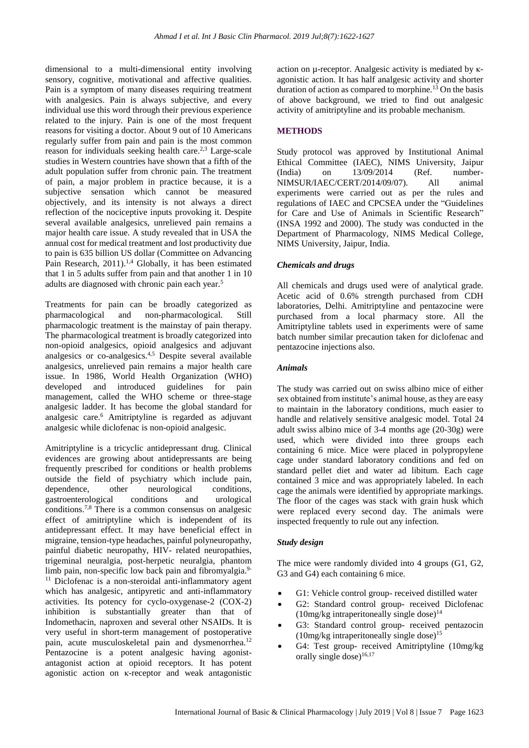dimensional to a multi-dimensional entity involving sensory, cognitive, motivational and affective qualities. Pain is a symptom of many diseases requiring treatment with analgesics. Pain is always subjective, and every individual use this word through their previous experience related to the injury. Pain is one of the most frequent reasons for visiting a doctor. About 9 out of 10 Americans regularly suffer from pain and pain is the most common reason for individuals seeking health care.[2,3] Large-scale studies in Western countries have shown that a fifth of the adult population suffer from chronic pain. The treatment of pain, a major problem in practice because, it is a subjective sensation which cannot be measured objectively, and its intensity is not always a direct reflection of the nociceptive inputs provoking it. Despite several available analgesics, unrelieved pain remains a major health care issue. A study revealed that in USA the annual cost for medical treatment and lost productivity due to pain is 635 billion US dollar (Committee on Advancing Pain Research, 2011).[1,4] Globally, it has been estimated that 1 in 5 adults suffer from pain and that another 1 in 10 adults are diagnosed with chronic pain each year.[5]

Treatments for pain can be broadly categorized as pharmacological and non-pharmacological. Still pharmacologic treatment is the mainstay of pain therapy. The pharmacological treatment is broadly categorized into non-opioid analgesics, opioid analgesics and adjuvant analgesics or co-analgesics.[4,5] Despite several available analgesics, unrelieved pain remains a major health care issue. In 1986, World Health Organization (WHO) developed and introduced guidelines for pain management, called the WHO scheme or three-stage analgesic ladder. It has become the global standard for analgesic care.[6] Amitriptyline is regarded as adjuvant analgesic while diclofenac is non-opioid analgesic.

Amitriptyline is a tricyclic antidepressant drug. Clinical evidences are growing about antidepressants are being frequently prescribed for conditions or health problems outside the field of psychiatry which include pain, dependence, other neurological conditions, gastroenterological conditions and urological conditions.[7,8] There is a common consensus on analgesic effect of amitriptyline which is independent of its antidepressant effect. It may have beneficial effect in migraine, tension-type headaches, painful polyneuropathy, painful diabetic neuropathy, HIV- related neuropathies, trigeminal neuralgia, post-herpetic neuralgia, phantom limb pain, non-specific low back pain and fibromyalgia.[9-11] Diclofenac is a non-steroidal anti-inflammatory agent which has analgesic, antipyretic and anti-inflammatory activities. Its potency for cyclo-oxygenase-2 (COX-2) inhibition is substantially greater than that of Indomethacin, naproxen and several other NSAIDs. It is very useful in short-term management of postoperative pain, acute musculoskeletal pain and dysmenorrhea.[12] Pentazocine is a potent analgesic having agonist-antagonist action at opioid receptors. It has potent agonistic action on κ-receptor and weak antagonistic action on μ-receptor. Analgesic activity is mediated by κ-agonistic action. It has half analgesic activity and shorter duration of action as compared to morphine.[13] On the basis of above background, we tried to find out analgesic activity of amitriptyline and its probable mechanism.

## METHODS

Study protocol was approved by Institutional Animal Ethical Committee (IAEC), NIMS University, Jaipur (India) on 13/09/2014 (Ref. number-NIMSUR/IAEC/CERT/2014/09/07). All animal experiments were carried out as per the rules and regulations of IAEC and CPCSEA under the "Guidelines for Care and Use of Animals in Scientific Research" (INSA 1992 and 2000). The study was conducted in the Department of Pharmacology, NIMS Medical College, NIMS University, Jaipur, India.

### *Chemicals and drugs*

All chemicals and drugs used were of analytical grade. Acetic acid of 0.6% strength purchased from CDH laboratories, Delhi. Amitriptyline and pentazocine were purchased from a local pharmacy store. All the Amitriptyline tablets used in experiments were of same batch number similar precaution taken for diclofenac and pentazocine injections also.

### *Animals*

The study was carried out on swiss albino mice of either sex obtained from institute's animal house, as they are easy to maintain in the laboratory conditions, much easier to handle and relatively sensitive analgesic model. Total 24 adult swiss albino mice of 3-4 months age (20-30g) were used, which were divided into three groups each containing 6 mice. Mice were placed in polypropylene cage under standard laboratory conditions and fed on standard pellet diet and water ad libitum. Each cage contained 3 mice and was appropriately labeled. In each cage the animals were identified by appropriate markings. The floor of the cages was stack with grain husk which were replaced every second day. The animals were inspected frequently to rule out any infection.

### *Study design*

The mice were randomly divided into 4 groups (G1, G2, G3 and G4) each containing 6 mice.

- G1: Vehicle control group- received distilled water
- G2: Standard control group- received Diclofenac (10mg/kg intraperitoneally single dose)[14]
- G3: Standard control group- received pentazocin (10mg/kg intraperitoneally single dose)[15]
- G4: Test group- received Amitriptyline (10mg/kg orally single dose)[16,17]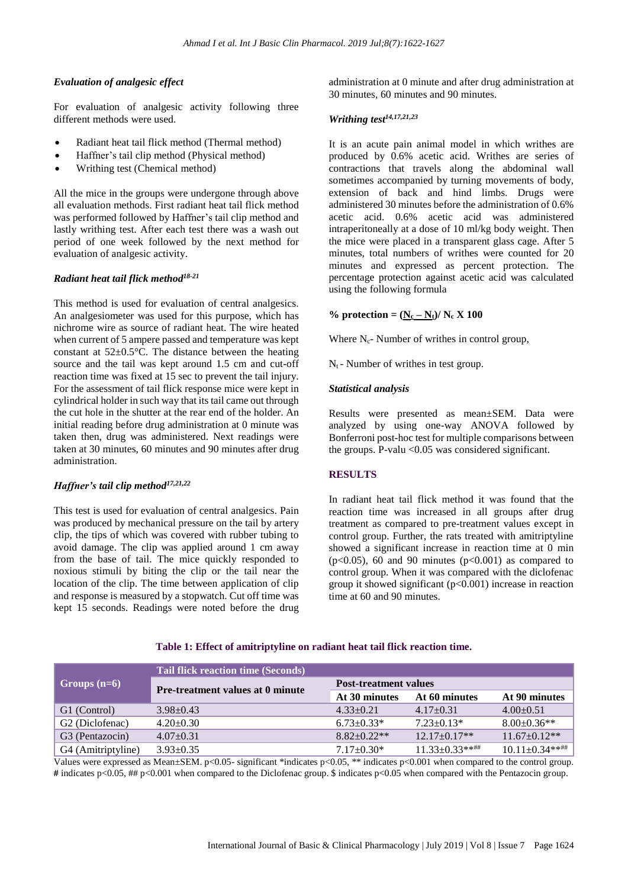### *Evaluation of analgesic effect*

For evaluation of analgesic activity following three different methods were used.

- Radiant heat tail flick method (Thermal method)
- Haffner's tail clip method (Physical method)
- Writhing test (Chemical method)

All the mice in the groups were undergone through above all evaluation methods. First radiant heat tail flick method was performed followed by Haffner's tail clip method and lastly writhing test. After each test there was a wash out period of one week followed by the next method for evaluation of analgesic activity.

### *Radiant heat tail flick method*[18-21]

This method is used for evaluation of central analgesics. An analgesiometer was used for this purpose, which has nichrome wire as source of radiant heat. The wire heated when current of 5 ampere passed and temperature was kept constant at 52±0.5°C. The distance between the heating source and the tail was kept around 1.5 cm and cut-off reaction time was fixed at 15 sec to prevent the tail injury. For the assessment of tail flick response mice were kept in cylindrical holder in such way that its tail came out through the cut hole in the shutter at the rear end of the holder. An initial reading before drug administration at 0 minute was taken then, drug was administered. Next readings were taken at 30 minutes, 60 minutes and 90 minutes after drug administration.

### *Haffner's tail clip method*[17,21,22]

This test is used for evaluation of central analgesics. Pain was produced by mechanical pressure on the tail by artery clip, the tips of which was covered with rubber tubing to avoid damage. The clip was applied around 1 cm away from the base of tail. The mice quickly responded to noxious stimuli by biting the clip or the tail near the location of the clip. The time between application of clip and response is measured by a stopwatch. Cut off time was kept 15 seconds. Readings were noted before the drug administration at 0 minute and after drug administration at 30 minutes, 60 minutes and 90 minutes.

### *Writhing test*[14,17,21,23]

It is an acute pain animal model in which writhes are produced by 0.6% acetic acid. Writhes are series of contractions that travels along the abdominal wall sometimes accompanied by turning movements of body, extension of back and hind limbs. Drugs were administered 30 minutes before the administration of 0.6% acetic acid. 0.6% acetic acid was administered intraperitoneally at a dose of 10 ml/kg body weight. Then the mice were placed in a transparent glass cage. After 5 minutes, total numbers of writhes were counted for 20 minutes and expressed as percent protection. The percentage protection against acetic acid was calculated using the following formula

**% protection =** $(N_c - N_t)/ N_c \times 100$

Where $N_c$- Number of writhes in control group,

$N_t$ - Number of writhes in test group.

### *Statistical analysis*

Results were presented as mean±SEM. Data were analyzed by using one-way ANOVA followed by Bonferroni post-hoc test for multiple comparisons between the groups. P-valu <0.05 was considered significant.

## RESULTS

In radiant heat tail flick method it was found that the reaction time was increased in all groups after drug treatment as compared to pre-treatment values except in control group. Further, the rats treated with amitriptyline showed a significant increase in reaction time at 0 min ($p<0.05$), 60 and 90 minutes ($p<0.001$) as compared to control group. When it was compared with the diclofenac group it showed significant ($p<0.001$) increase in reaction time at 60 and 90 minutes.

**Table 1: Effect of amitriptyline on radiant heat tail flick reaction time.**

| Groups (n=6) | Tail flick reaction time (Seconds) | | | |
|---|---|---|---|---|
| | Pre-treatment values at 0 minute | Post-treatment values | | |
| | | At 30 minutes | At 60 minutes | At 90 minutes |
| G1 (Control) | 3.98±0.43 | 4.33±0.21 | 4.17±0.31 | 4.00±0.51 |
| G2 (Diclofenac) | 4.20±0.30 | 6.73±0.33* | 7.23±0.13* | 8.00±0.36** |
| G3 (Pentazocin) | 4.07±0.31 | 8.82±0.22** | 12.17±0.17** | 11.67±0.12** |
| G4 (Amitriptyline) | 3.93±0.35 | 7.17±0.30* | 11.33±0.33**## | 10.11±0.34**## |

Values were expressed as Mean±SEM. p<0.05- significant *indicates p<0.05, ** indicates p<0.001 when compared to the control group. # indicates p<0.05, ## p<0.001 when compared to the Diclofenac group. $ indicates p<0.05 when compared with the Pentazocin group.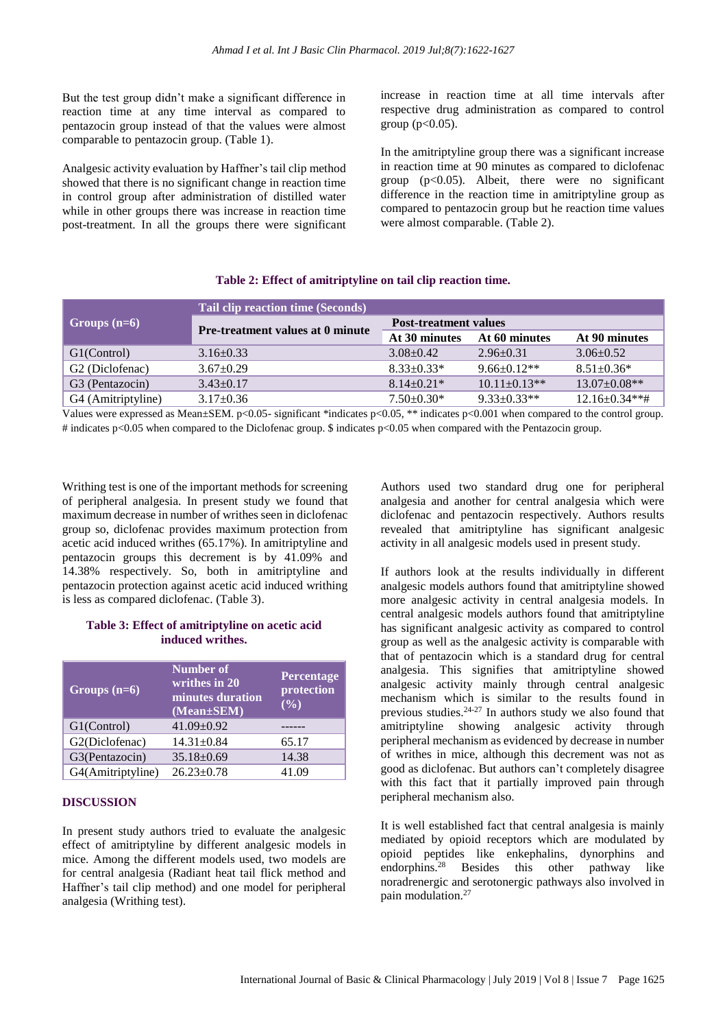But the test group didn't make a significant difference in reaction time at any time interval as compared to pentazocin group instead of that the values were almost comparable to pentazocin group. (Table 1).

Analgesic activity evaluation by Haffner's tail clip method showed that there is no significant change in reaction time in control group after administration of distilled water while in other groups there was increase in reaction time post-treatment. In all the groups there were significant increase in reaction time at all time intervals after respective drug administration as compared to control group ($p<0.05$).

In the amitriptyline group there was a significant increase in reaction time at 90 minutes as compared to diclofenac group ($p<0.05$). Albeit, there were no significant difference in the reaction time in amitriptyline group as compared to pentazocin group but he reaction time values were almost comparable. (Table 2).

**Table 2: Effect of amitriptyline on tail clip reaction time.**

| Groups (n=6) | Tail clip reaction time (Seconds) | | | |
|---|---|---|---|---|
| | Pre-treatment values at 0 minute | Post-treatment values | | |
| | | At 30 minutes | At 60 minutes | At 90 minutes |
| G1(Control) | 3.16±0.33 | 3.08±0.42 | 2.96±0.31 | 3.06±0.52 |
| G2 (Diclofenac) | 3.67±0.29 | 8.33±0.33* | 9.66±0.12** | 8.51±0.36* |
| G3 (Pentazocin) | 3.43±0.17 | 8.14±0.21* | 10.11±0.13** | 13.07±0.08** |
| G4 (Amitriptyline) | 3.17±0.36 | 7.50±0.30* | 9.33±0.33** | 12.16±0.34**# |

Values were expressed as Mean±SEM. p<0.05- significant *indicates p<0.05, ** indicates p<0.001 when compared to the control group. # indicates p<0.05 when compared to the Diclofenac group. $ indicates p<0.05 when compared with the Pentazocin group.

Writhing test is one of the important methods for screening of peripheral analgesia. In present study we found that maximum decrease in number of writhes seen in diclofenac group so, diclofenac provides maximum protection from acetic acid induced writhes (65.17%). In amitriptyline and pentazocin groups this decrement is by 41.09% and 14.38% respectively. So, both in amitriptyline and pentazocin protection against acetic acid induced writhing is less as compared diclofenac. (Table 3).

**Table 3: Effect of amitriptyline on acetic acid induced writhes.**

| Groups (n=6) | Number of writhes in 20 minutes duration (Mean±SEM) | Percentage protection (%) |
|---|---|---|
| G1(Control) | 41.09±0.92 | ------ |
| G2(Diclofenac) | 14.31±0.84 | 65.17 |
| G3(Pentazocin) | 35.18±0.69 | 14.38 |
| G4(Amitriptyline) | 26.23±0.78 | 41.09 |

## DISCUSSION

In present study authors tried to evaluate the analgesic effect of amitriptyline by different analgesic models in mice. Among the different models used, two models are for central analgesia (Radiant heat tail flick method and Haffner's tail clip method) and one model for peripheral analgesia (Writhing test).

Authors used two standard drug one for peripheral analgesia and another for central analgesia which were diclofenac and pentazocin respectively. Authors results revealed that amitriptyline has significant analgesic activity in all analgesic models used in present study.

If authors look at the results individually in different analgesic models authors found that amitriptyline showed more analgesic activity in central analgesia models. In central analgesic models authors found that amitriptyline has significant analgesic activity as compared to control group as well as the analgesic activity is comparable with that of pentazocin which is a standard drug for central analgesia. This signifies that amitriptyline showed analgesic activity mainly through central analgesic mechanism which is similar to the results found in previous studies.[24-27] In authors study we also found that amitriptyline showing analgesic activity through peripheral mechanism as evidenced by decrease in number of writhes in mice, although this decrement was not as good as diclofenac. But authors can't completely disagree with this fact that it partially improved pain through peripheral mechanism also.

It is well established fact that central analgesia is mainly mediated by opioid receptors which are modulated by opioid peptides like enkephalins, dynorphins and endorphins.[28] Besides this other pathway like noradrenergic and serotonergic pathways also involved in pain modulation.[27]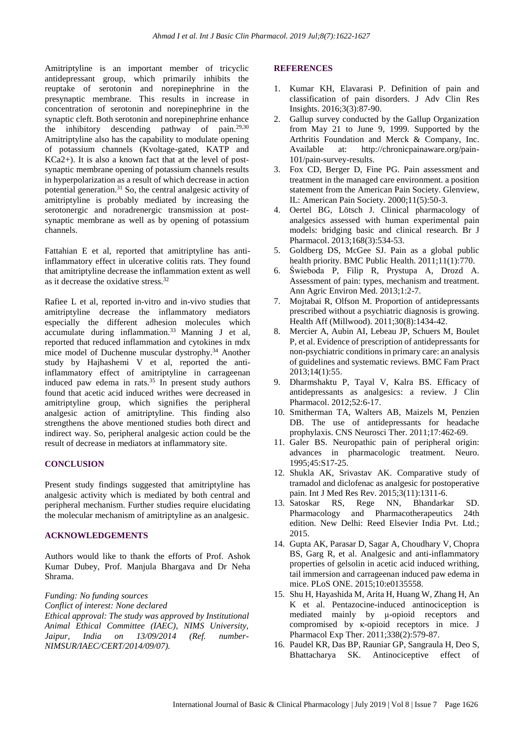Amitriptyline is an important member of tricyclic antidepressant group, which primarily inhibits the reuptake of serotonin and norepinephrine in the presynaptic membrane. This results in increase in concentration of serotonin and norepinephrine in the synaptic cleft. Both serotonin and norepinephrine enhance the inhibitory descending pathway of pain.[29,30] Amitriptyline also has the capability to modulate opening of potassium channels (Kvoltage-gated, KATP and KCa2+). It is also a known fact that at the level of post-synaptic membrane opening of potassium channels results in hyperpolarization as a result of which decrease in action potential generation.[31] So, the central analgesic activity of amitriptyline is probably mediated by increasing the serotonergic and noradrenergic transmission at post-synaptic membrane as well as by opening of potassium channels.

Fattahian E et al, reported that amitriptyline has anti-inflammatory effect in ulcerative colitis rats. They found that amitriptyline decrease the inflammation extent as well as it decrease the oxidative stress.[32]

Rafiee L et al, reported in-vitro and in-vivo studies that amitriptyline decrease the inflammatory mediators especially the different adhesion molecules which accumulate during inflammation.[33] Manning J et al, reported that reduced inflammation and cytokines in mdx mice model of Duchenne muscular dystrophy.[34] Another study by Hajhashemi V et al, reported the anti-inflammatory effect of amitriptyline in carrageenan induced paw edema in rats.[35] In present study authors found that acetic acid induced writhes were decreased in amitriptyline group, which signifies the peripheral analgesic action of amitriptyline. This finding also strengthens the above mentioned studies both direct and indirect way. So, peripheral analgesic action could be the result of decrease in mediators at inflammatory site.

## CONCLUSION

Present study findings suggested that amitriptyline has analgesic activity which is mediated by both central and peripheral mechanism. Further studies require elucidating the molecular mechanism of amitriptyline as an analgesic.

## ACKNOWLEDGEMENTS

Authors would like to thank the efforts of Prof. Ashok Kumar Dubey, Prof. Manjula Bhargava and Dr Neha Shrama.

*Funding: No funding sources*
*Conflict of interest: None declared*
*Ethical approval: The study was approved by Institutional Animal Ethical Committee (IAEC), NIMS University, Jaipur, India on 13/09/2014 (Ref. number-NIMSUR/IAEC/CERT/2014/09/07).*

## REFERENCES

1. Kumar KH, Elavarasi P. Definition of pain and classification of pain disorders. J Adv Clin Res Insights. 2016;3(3):87-90.
2. Gallup survey conducted by the Gallup Organization from May 21 to June 9, 1999. Supported by the Arthritis Foundation and Merck & Company, Inc. Available at: http://chronicpainaware.org/pain-101/pain-survey-results.
3. Fox CD, Berger D, Fine PG. Pain assessment and treatment in the managed care environment. a position statement from the American Pain Society. Glenview, IL: American Pain Society. 2000;11(5):50-3.
4. Oertel BG, Lötsch J. Clinical pharmacology of analgesics assessed with human experimental pain models: bridging basic and clinical research. Br J Pharmacol. 2013;168(3):534-53.
5. Goldberg DS, McGee SJ. Pain as a global public health priority. BMC Public Health. 2011;11(1):770.
6. Świeboda P, Filip R, Prystupa A, Drozd A. Assessment of pain: types, mechanism and treatment. Ann Agric Environ Med. 2013;1:2-7.
7. Mojtabai R, Olfson M. Proportion of antidepressants prescribed without a psychiatric diagnosis is growing. Health Aff (Millwood). 2011;30(8):1434-42.
8. Mercier A, Aubin AI, Lebeau JP, Schuers M, Boulet P, et al. Evidence of prescription of antidepressants for non-psychiatric conditions in primary care: an analysis of guidelines and systematic reviews. BMC Fam Pract 2013;14(1):55.
9. Dharmshaktu P, Tayal V, Kalra BS. Efficacy of antidepressants as analgesics: a review. J Clin Pharmacol. 2012;52:6-17.
10. Smitherman TA, Walters AB, Maizels M, Penzien DB. The use of antidepressants for headache prophylaxis. CNS Neurosci Ther. 2011;17:462-69.
11. Galer BS. Neuropathic pain of peripheral origin: advances in pharmacologic treatment. Neuro. 1995;45:S17-25.
12. Shukla AK, Srivastav AK. Comparative study of tramadol and diclofenac as analgesic for postoperative pain. Int J Med Res Rev. 2015;3(11):1311-6.
13. Satoskar RS, Rege NN, Bhandarkar SD. Pharmacology and Pharmacotherapeutics 24th edition. New Delhi: Reed Elsevier India Pvt. Ltd.; 2015.
14. Gupta AK, Parasar D, Sagar A, Choudhary V, Chopra BS, Garg R, et al. Analgesic and anti-inflammatory properties of gelsolin in acetic acid induced writhing, tail immersion and carrageenan induced paw edema in mice. PLoS ONE. 2015;10:e0135558.
15. Shu H, Hayashida M, Arita H, Huang W, Zhang H, An K et al. Pentazocine-induced antinociception is mediated mainly by μ-opioid receptors and compromised by κ-opioid receptors in mice. J Pharmacol Exp Ther. 2011;338(2):579-87.
16. Paudel KR, Das BP, Rauniar GP, Sangraula H, Deo S, Bhattacharya SK. Antinociceptive effect of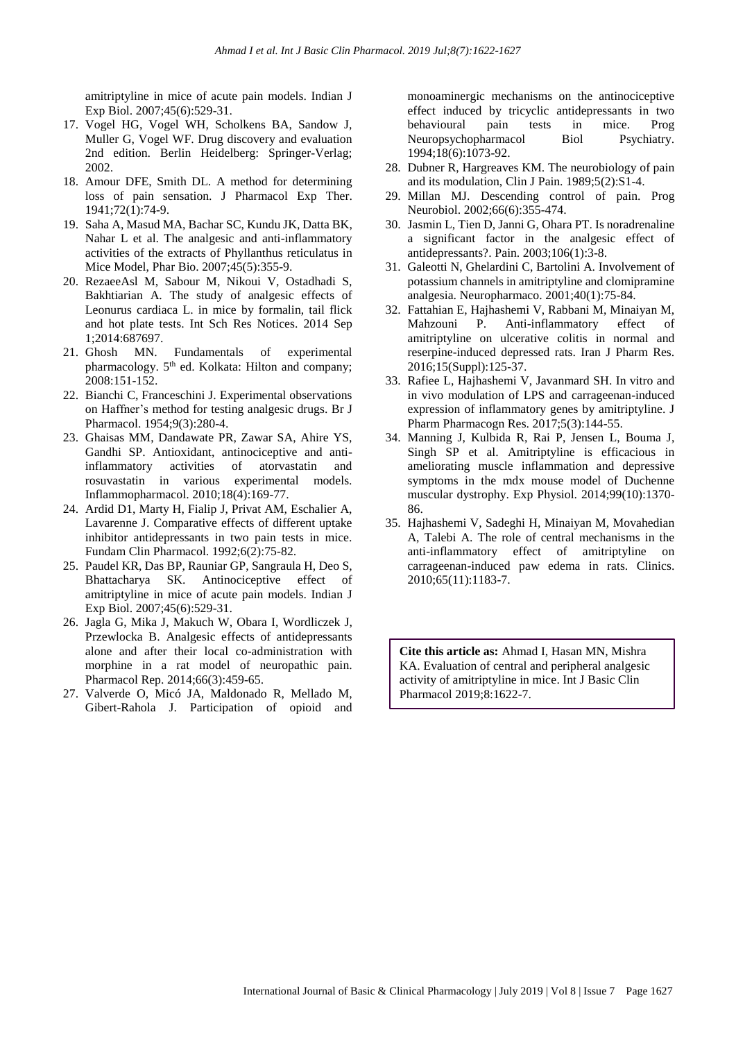amitriptyline in mice of acute pain models. Indian J Exp Biol. 2007;45(6):529-31.

17. Vogel HG, Vogel WH, Scholkens BA, Sandow J, Muller G, Vogel WF. Drug discovery and evaluation 2nd edition. Berlin Heidelberg: Springer-Verlag; 2002.
18. Amour DFE, Smith DL. A method for determining loss of pain sensation. J Pharmacol Exp Ther. 1941;72(1):74-9.
19. Saha A, Masud MA, Bachar SC, Kundu JK, Datta BK, Nahar L et al. The analgesic and anti-inflammatory activities of the extracts of Phyllanthus reticulatus in Mice Model, Phar Bio. 2007;45(5):355-9.
20. RezaeeAsl M, Sabour M, Nikoui V, Ostadhadi S, Bakhtiarian A. The study of analgesic effects of Leonurus cardiaca L. in mice by formalin, tail flick and hot plate tests. Int Sch Res Notices. 2014 Sep 1;2014:687697.
21. Ghosh MN. Fundamentals of experimental pharmacology. 5th ed. Kolkata: Hilton and company; 2008:151-152.
22. Bianchi C, Franceschini J. Experimental observations on Haffner's method for testing analgesic drugs. Br J Pharmacol. 1954;9(3):280-4.
23. Ghaisas MM, Dandawate PR, Zawar SA, Ahire YS, Gandhi SP. Antioxidant, antinociceptive and anti-inflammatory activities of atorvastatin and rosuvastatin in various experimental models. Inflammopharmacol. 2010;18(4):169-77.
24. Ardid D1, Marty H, Fialip J, Privat AM, Eschalier A, Lavarenne J. Comparative effects of different uptake inhibitor antidepressants in two pain tests in mice. Fundam Clin Pharmacol. 1992;6(2):75-82.
25. Paudel KR, Das BP, Rauniar GP, Sangraula H, Deo S, Bhattacharya SK. Antinociceptive effect of amitriptyline in mice of acute pain models. Indian J Exp Biol. 2007;45(6):529-31.
26. Jagla G, Mika J, Makuch W, Obara I, Wordliczek J, Przewlocka B. Analgesic effects of antidepressants alone and after their local co-administration with morphine in a rat model of neuropathic pain. Pharmacol Rep. 2014;66(3):459-65.
27. Valverde O, Micó JA, Maldonado R, Mellado M, Gibert-Rahola J. Participation of opioid and monoaminergic mechanisms on the antinociceptive effect induced by tricyclic antidepressants in two behavioural pain tests in mice. Prog Neuropsychopharmacol Biol Psychiatry. 1994;18(6):1073-92.
28. Dubner R, Hargreaves KM. The neurobiology of pain and its modulation, Clin J Pain. 1989;5(2):S1-4.
29. Millan MJ. Descending control of pain. Prog Neurobiol. 2002;66(6):355-474.
30. Jasmin L, Tien D, Janni G, Ohara PT. Is noradrenaline a significant factor in the analgesic effect of antidepressants?. Pain. 2003;106(1):3-8.
31. Galeotti N, Ghelardini C, Bartolini A. Involvement of potassium channels in amitriptyline and clomipramine analgesia. Neuropharmaco. 2001;40(1):75-84.
32. Fattahian E, Hajhashemi V, Rabbani M, Minaiyan M, Mahzouni P. Anti-inflammatory effect of amitriptyline on ulcerative colitis in normal and reserpine-induced depressed rats. Iran J Pharm Res. 2016;15(Suppl):125-37.
33. Rafiee L, Hajhashemi V, Javanmard SH. In vitro and in vivo modulation of LPS and carrageenan-induced expression of inflammatory genes by amitriptyline. J Pharm Pharmacogn Res. 2017;5(3):144-55.
34. Manning J, Kulbida R, Rai P, Jensen L, Bouma J, Singh SP et al. Amitriptyline is efficacious in ameliorating muscle inflammation and depressive symptoms in the mdx mouse model of Duchenne muscular dystrophy. Exp Physiol. 2014;99(10):1370-86.
35. Hajhashemi V, Sadeghi H, Minaiyan M, Movahedian A, Talebi A. The role of central mechanisms in the anti-inflammatory effect of amitriptyline on carrageenan-induced paw edema in rats. Clinics. 2010;65(11):1183-7.

**Cite this article as:** Ahmad I, Hasan MN, Mishra KA. Evaluation of central and peripheral analgesic activity of amitriptyline in mice. Int J Basic Clin Pharmacol 2019;8:1622-7.